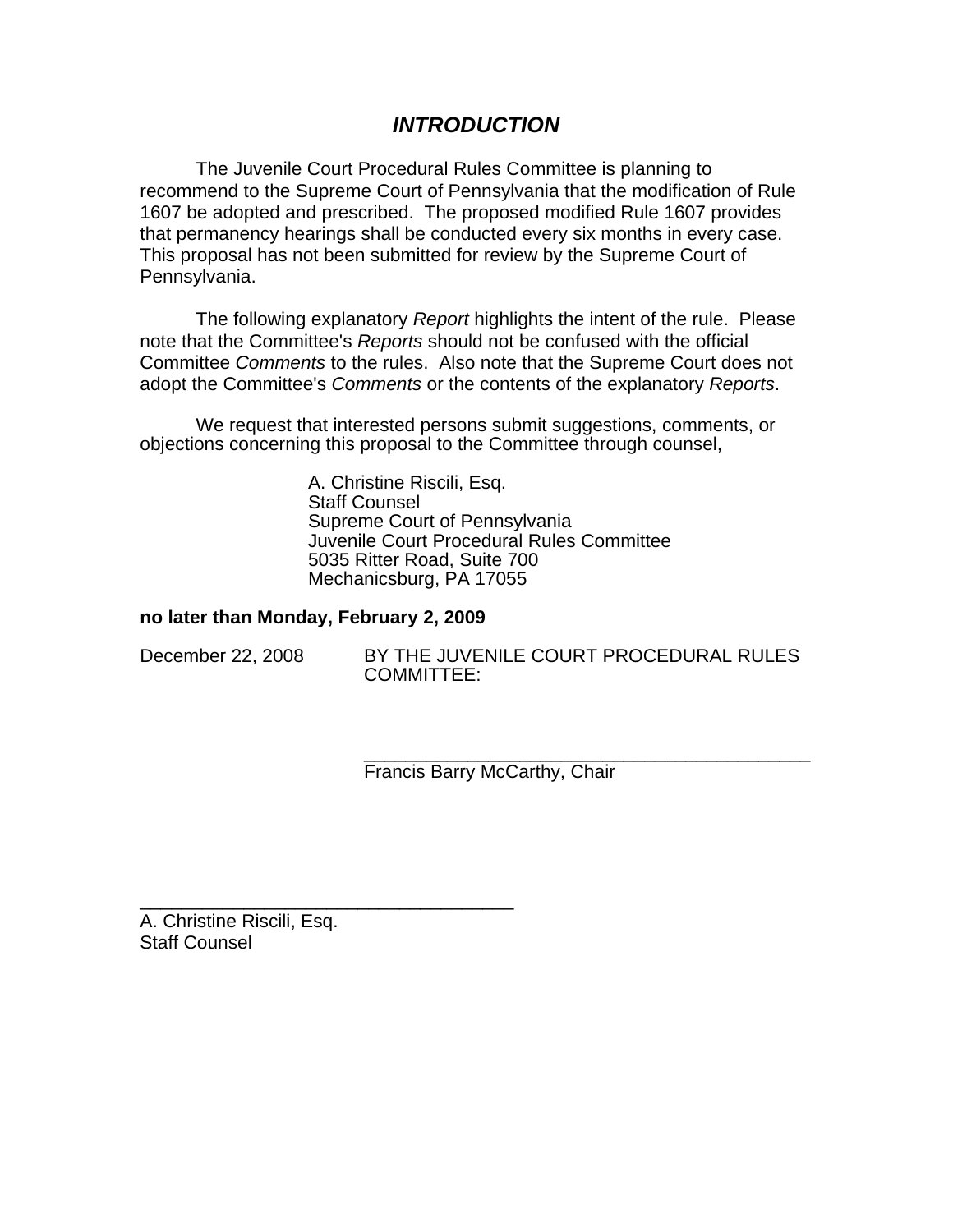# *INTRODUCTION*

The Juvenile Court Procedural Rules Committee is planning to recommend to the Supreme Court of Pennsylvania that the modification of Rule 1607 be adopted and prescribed. The proposed modified Rule 1607 provides that permanency hearings shall be conducted every six months in every case. This proposal has not been submitted for review by the Supreme Court of Pennsylvania.

The following explanatory *Report* highlights the intent of the rule. Please note that the Committee's *Reports* should not be confused with the official Committee *Comments* to the rules. Also note that the Supreme Court does not adopt the Committee's *Comments* or the contents of the explanatory *Reports*.

We request that interested persons submit suggestions, comments, or objections concerning this proposal to the Committee through counsel,

> A. Christine Riscili, Esq.
> Staff Counsel
> Supreme Court of Pennsylvania
> Juvenile Court Procedural Rules Committee
> 5035 Ritter Road, Suite 700
> Mechanicsburg, PA 17055

**no later than Monday, February 2, 2009**

December 22, 2008 BY THE JUVENILE COURT PROCEDURAL RULES COMMITTEE:

_____________________________________________
Francis Barry McCarthy, Chair

_____________________________________
A. Christine Riscili, Esq.
Staff Counsel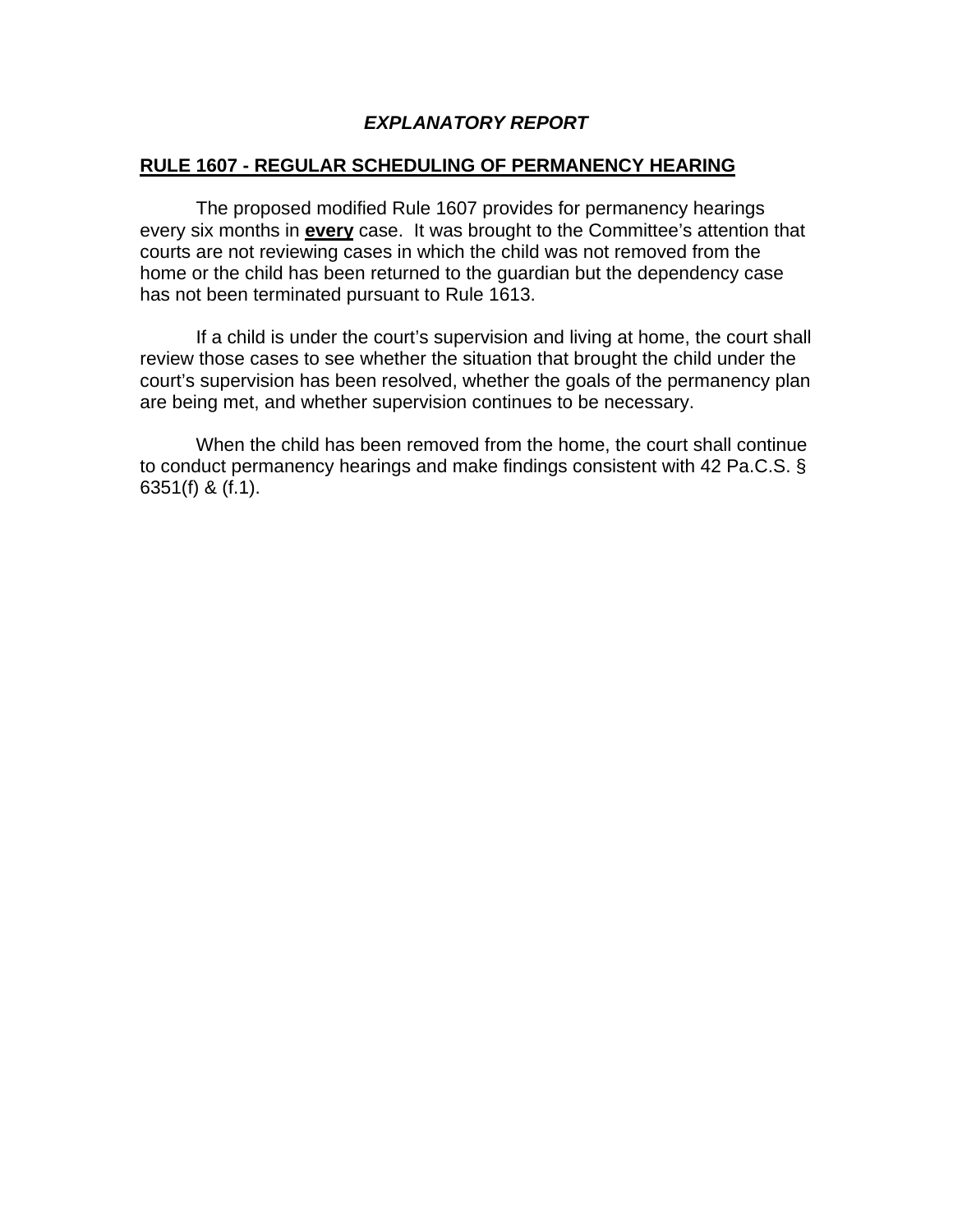# *EXPLANATORY REPORT*

## RULE 1607 - REGULAR SCHEDULING OF PERMANENCY HEARING

The proposed modified Rule 1607 provides for permanency hearings every six months in **every** case. It was brought to the Committee's attention that courts are not reviewing cases in which the child was not removed from the home or the child has been returned to the guardian but the dependency case has not been terminated pursuant to Rule 1613.

If a child is under the court's supervision and living at home, the court shall review those cases to see whether the situation that brought the child under the court's supervision has been resolved, whether the goals of the permanency plan are being met, and whether supervision continues to be necessary.

When the child has been removed from the home, the court shall continue to conduct permanency hearings and make findings consistent with 42 Pa.C.S. § 6351(f) & (f.1).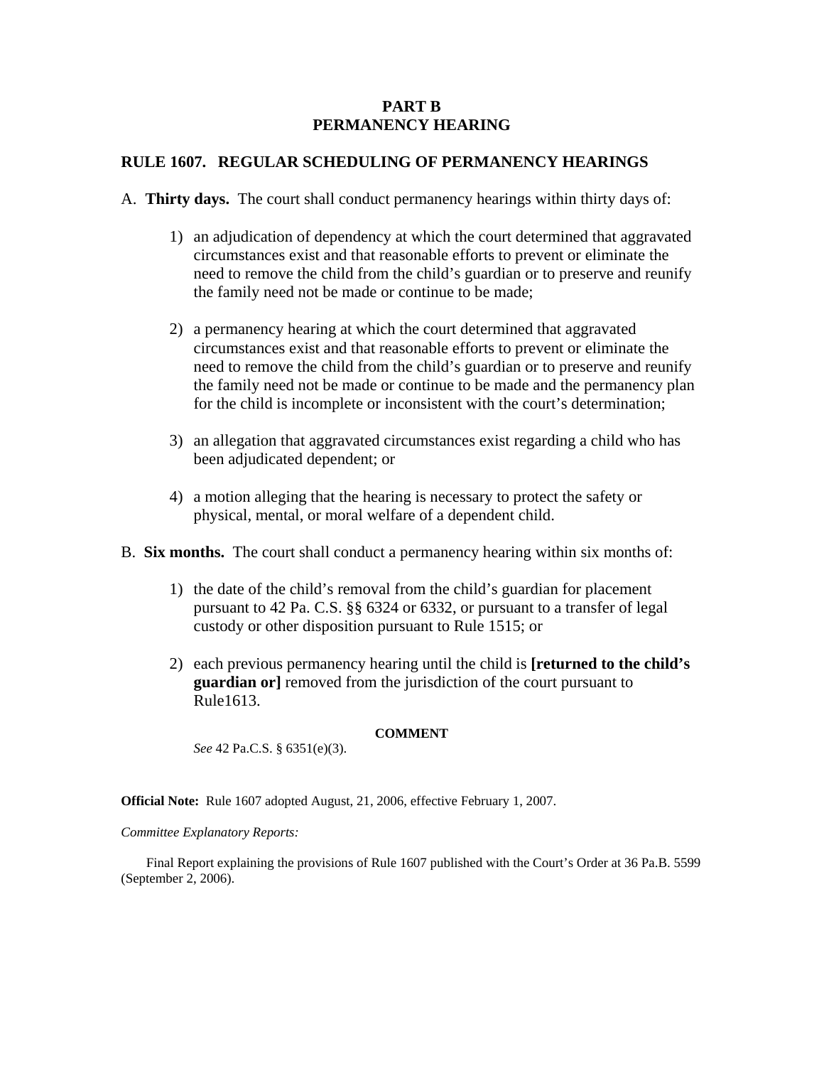## PART B
## PERMANENCY HEARING

### RULE 1607. REGULAR SCHEDULING OF PERMANENCY HEARINGS

A. **Thirty days.** The court shall conduct permanency hearings within thirty days of:

1) an adjudication of dependency at which the court determined that aggravated circumstances exist and that reasonable efforts to prevent or eliminate the need to remove the child from the child's guardian or to preserve and reunify the family need not be made or continue to be made;

2) a permanency hearing at which the court determined that aggravated circumstances exist and that reasonable efforts to prevent or eliminate the need to remove the child from the child's guardian or to preserve and reunify the family need not be made or continue to be made and the permanency plan for the child is incomplete or inconsistent with the court's determination;

3) an allegation that aggravated circumstances exist regarding a child who has been adjudicated dependent; or

4) a motion alleging that the hearing is necessary to protect the safety or physical, mental, or moral welfare of a dependent child.

B. **Six months.** The court shall conduct a permanency hearing within six months of:

1) the date of the child's removal from the child's guardian for placement pursuant to 42 Pa. C.S. §§ 6324 or 6332, or pursuant to a transfer of legal custody or other disposition pursuant to Rule 1515; or

2) each previous permanency hearing until the child is **[returned to the child's guardian or]** removed from the jurisdiction of the court pursuant to Rule1613.

**COMMENT**

*See* 42 Pa.C.S. § 6351(e)(3).

**Official Note:** Rule 1607 adopted August, 21, 2006, effective February 1, 2007.

*Committee Explanatory Reports:*

Final Report explaining the provisions of Rule 1607 published with the Court's Order at 36 Pa.B. 5599 (September 2, 2006).